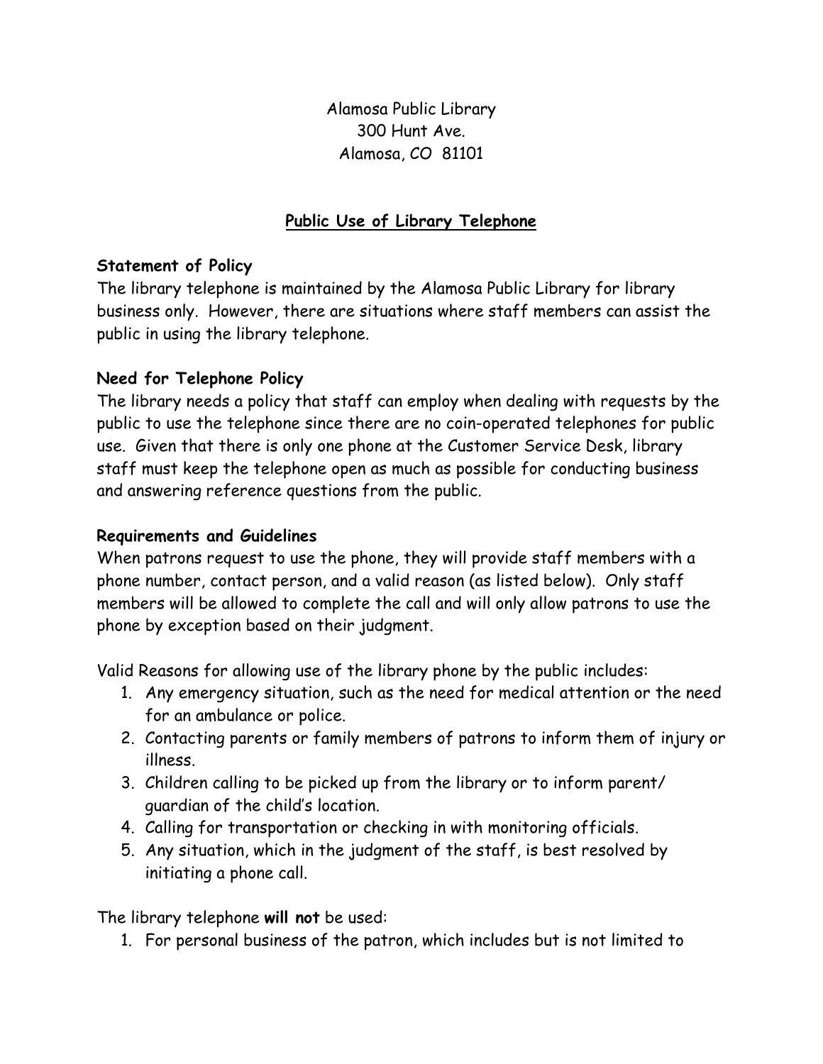Alamosa Public Library
300 Hunt Ave.
Alamosa, CO 81101

# Public Use of Library Telephone

**Statement of Policy**

The library telephone is maintained by the Alamosa Public Library for library business only. However, there are situations where staff members can assist the public in using the library telephone.

**Need for Telephone Policy**

The library needs a policy that staff can employ when dealing with requests by the public to use the telephone since there are no coin-operated telephones for public use. Given that there is only one phone at the Customer Service Desk, library staff must keep the telephone open as much as possible for conducting business and answering reference questions from the public.

**Requirements and Guidelines**

When patrons request to use the phone, they will provide staff members with a phone number, contact person, and a valid reason (as listed below). Only staff members will be allowed to complete the call and will only allow patrons to use the phone by exception based on their judgment.

Valid Reasons for allowing use of the library phone by the public includes:

1. Any emergency situation, such as the need for medical attention or the need for an ambulance or police.
2. Contacting parents or family members of patrons to inform them of injury or illness.
3. Children calling to be picked up from the library or to inform parent/ guardian of the child's location.
4. Calling for transportation or checking in with monitoring officials.
5. Any situation, which in the judgment of the staff, is best resolved by initiating a phone call.

The library telephone **will not** be used:

1. For personal business of the patron, which includes but is not limited to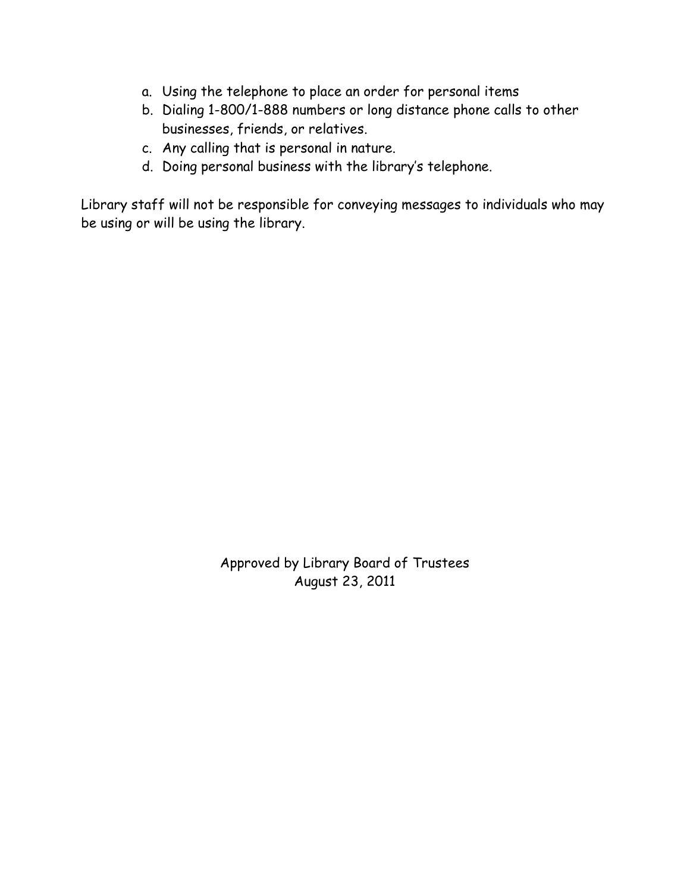a. Using the telephone to place an order for personal items
b. Dialing 1-800/1-888 numbers or long distance phone calls to other businesses, friends, or relatives.
c. Any calling that is personal in nature.
d. Doing personal business with the library's telephone.

Library staff will not be responsible for conveying messages to individuals who may be using or will be using the library.

Approved by Library Board of Trustees
August 23, 2011